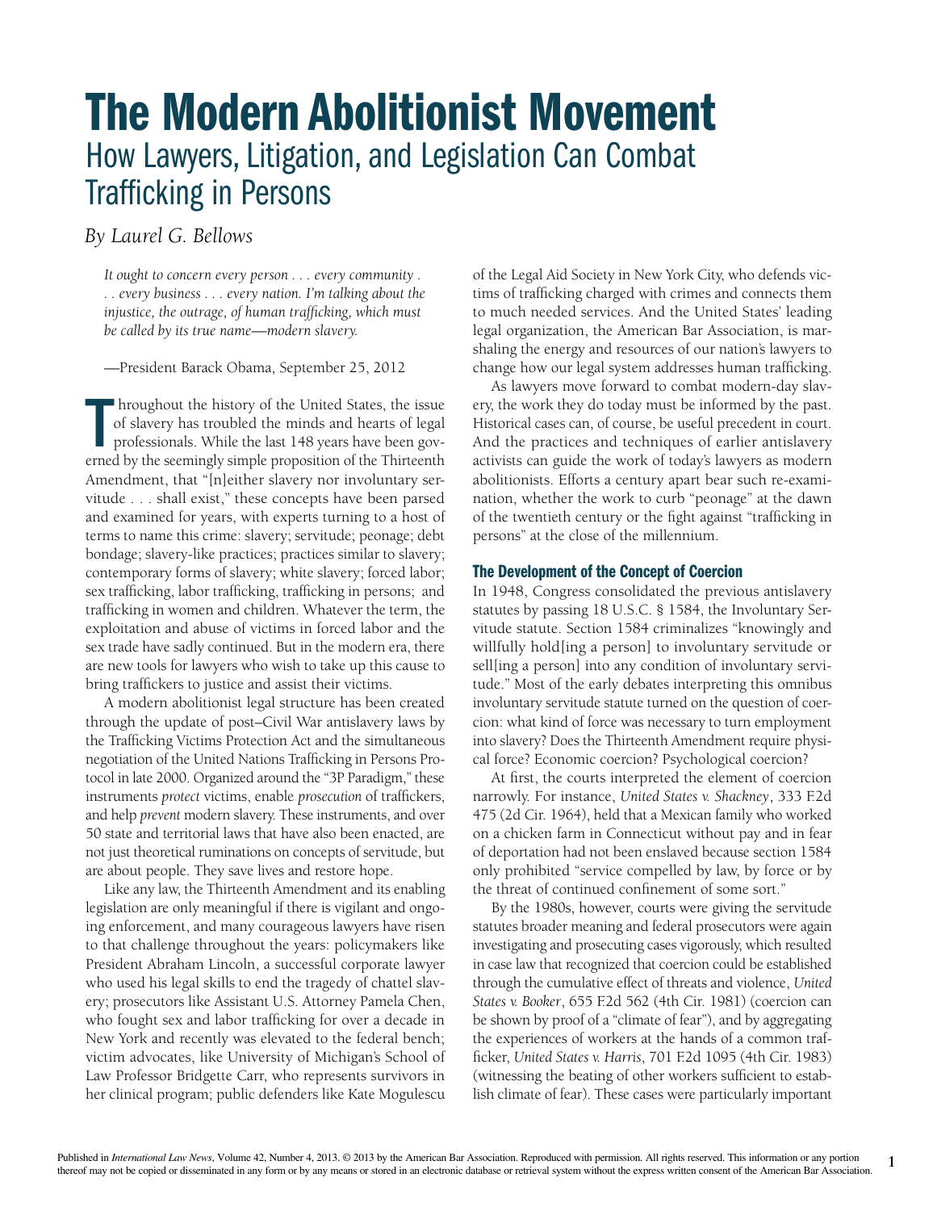# The Modern Abolitionist Movement

## How Lawyers, Litigation, and Legislation Can Combat Trafficking in Persons

*By Laurel G. Bellows*

> *It ought to concern every person . . . every community . . . every business . . . every nation. I'm talking about the injustice, the outrage, of human trafficking, which must be called by its true name—modern slavery.*
>
> —President Barack Obama, September 25, 2012

Throughout the history of the United States, the issue of slavery has troubled the minds and hearts of legal professionals. While the last 148 years have been governed by the seemingly simple proposition of the Thirteenth Amendment, that "[n]either slavery nor involuntary servitude . . . shall exist," these concepts have been parsed and examined for years, with experts turning to a host of terms to name this crime: slavery; servitude; peonage; debt bondage; slavery-like practices; practices similar to slavery; contemporary forms of slavery; white slavery; forced labor; sex trafficking, labor trafficking, trafficking in persons; and trafficking in women and children. Whatever the term, the exploitation and abuse of victims in forced labor and the sex trade have sadly continued. But in the modern era, there are new tools for lawyers who wish to take up this cause to bring traffickers to justice and assist their victims.

A modern abolitionist legal structure has been created through the update of post–Civil War antislavery laws by the Trafficking Victims Protection Act and the simultaneous negotiation of the United Nations Trafficking in Persons Protocol in late 2000. Organized around the "3P Paradigm," these instruments *protect* victims, enable *prosecution* of traffickers, and help *prevent* modern slavery. These instruments, and over 50 state and territorial laws that have also been enacted, are not just theoretical ruminations on concepts of servitude, but are about people. They save lives and restore hope.

Like any law, the Thirteenth Amendment and its enabling legislation are only meaningful if there is vigilant and ongoing enforcement, and many courageous lawyers have risen to that challenge throughout the years: policymakers like President Abraham Lincoln, a successful corporate lawyer who used his legal skills to end the tragedy of chattel slavery; prosecutors like Assistant U.S. Attorney Pamela Chen, who fought sex and labor trafficking for over a decade in New York and recently was elevated to the federal bench; victim advocates, like University of Michigan's School of Law Professor Bridgette Carr, who represents survivors in her clinical program; public defenders like Kate Mogulescu of the Legal Aid Society in New York City, who defends victims of trafficking charged with crimes and connects them to much needed services. And the United States' leading legal organization, the American Bar Association, is marshaling the energy and resources of our nation's lawyers to change how our legal system addresses human trafficking.

As lawyers move forward to combat modern-day slavery, the work they do today must be informed by the past. Historical cases can, of course, be useful precedent in court. And the practices and techniques of earlier antislavery activists can guide the work of today's lawyers as modern abolitionists. Efforts a century apart bear such re-examination, whether the work to curb "peonage" at the dawn of the twentieth century or the fight against "trafficking in persons" at the close of the millennium.

### The Development of the Concept of Coercion

In 1948, Congress consolidated the previous antislavery statutes by passing 18 U.S.C. § 1584, the Involuntary Servitude statute. Section 1584 criminalizes "knowingly and willfully hold[ing a person] to involuntary servitude or sell[ing a person] into any condition of involuntary servitude." Most of the early debates interpreting this omnibus involuntary servitude statute turned on the question of coercion: what kind of force was necessary to turn employment into slavery? Does the Thirteenth Amendment require physical force? Economic coercion? Psychological coercion?

At first, the courts interpreted the element of coercion narrowly. For instance, *United States v. Shackney*, 333 F.2d 475 (2d Cir. 1964), held that a Mexican family who worked on a chicken farm in Connecticut without pay and in fear of deportation had not been enslaved because section 1584 only prohibited "service compelled by law, by force or by the threat of continued confinement of some sort."

By the 1980s, however, courts were giving the servitude statutes broader meaning and federal prosecutors were again investigating and prosecuting cases vigorously, which resulted in case law that recognized that coercion could be established through the cumulative effect of threats and violence, *United States v. Booker*, 655 F.2d 562 (4th Cir. 1981) (coercion can be shown by proof of a "climate of fear"), and by aggregating the experiences of workers at the hands of a common trafficker, *United States v. Harris*, 701 F.2d 1095 (4th Cir. 1983) (witnessing the beating of other workers sufficient to establish climate of fear). These cases were particularly important

Published in *International Law News*, Volume 42, Number 4, 2013. © 2013 by the American Bar Association. Reproduced with permission. All rights reserved. This information or any portion thereof may not be copied or disseminated in any form or by any means or stored in an electronic database or retrieval system without the express written consent of the American Bar Association.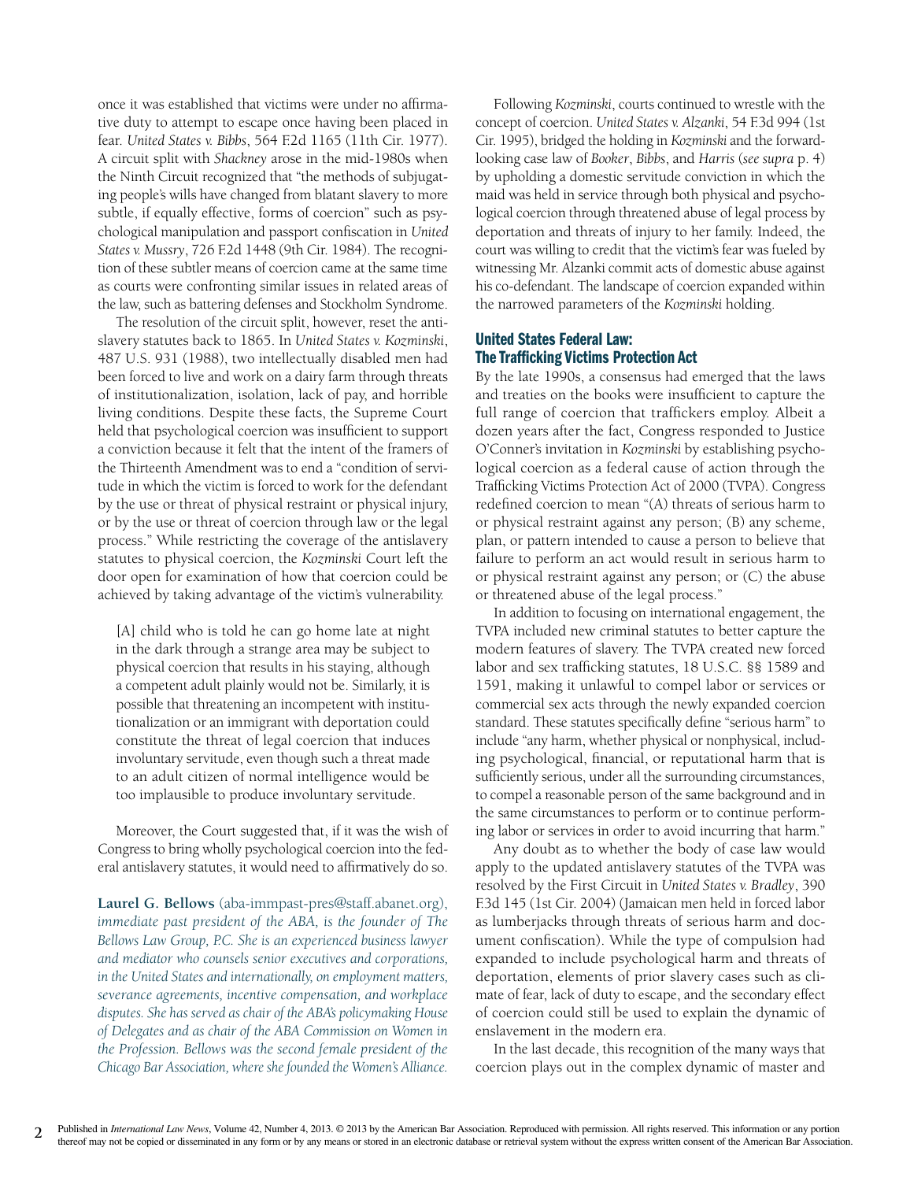once it was established that victims were under no affirmative duty to attempt to escape once having been placed in fear. *United States v. Bibbs*, 564 F.2d 1165 (11th Cir. 1977). A circuit split with *Shackney* arose in the mid-1980s when the Ninth Circuit recognized that "the methods of subjugating people's wills have changed from blatant slavery to more subtle, if equally effective, forms of coercion" such as psychological manipulation and passport confiscation in *United States v. Mussry*, 726 F.2d 1448 (9th Cir. 1984). The recognition of these subtler means of coercion came at the same time as courts were confronting similar issues in related areas of the law, such as battering defenses and Stockholm Syndrome.

The resolution of the circuit split, however, reset the antislavery statutes back to 1865. In *United States v. Kozminski*, 487 U.S. 931 (1988), two intellectually disabled men had been forced to live and work on a dairy farm through threats of institutionalization, isolation, lack of pay, and horrible living conditions. Despite these facts, the Supreme Court held that psychological coercion was insufficient to support a conviction because it felt that the intent of the framers of the Thirteenth Amendment was to end a "condition of servitude in which the victim is forced to work for the defendant by the use or threat of physical restraint or physical injury, or by the use or threat of coercion through law or the legal process." While restricting the coverage of the antislavery statutes to physical coercion, the *Kozminski* Court left the door open for examination of how that coercion could be achieved by taking advantage of the victim's vulnerability.

> [A] child who is told he can go home late at night in the dark through a strange area may be subject to physical coercion that results in his staying, although a competent adult plainly would not be. Similarly, it is possible that threatening an incompetent with institutionalization or an immigrant with deportation could constitute the threat of legal coercion that induces involuntary servitude, even though such a threat made to an adult citizen of normal intelligence would be too implausible to produce involuntary servitude.

Moreover, the Court suggested that, if it was the wish of Congress to bring wholly psychological coercion into the federal antislavery statutes, it would need to affirmatively do so.

**Laurel G. Bellows** (aba-immpast-pres@staff.abanet.org), *immediate past president of the ABA, is the founder of The Bellows Law Group, P.C. She is an experienced business lawyer and mediator who counsels senior executives and corporations, in the United States and internationally, on employment matters, severance agreements, incentive compensation, and workplace disputes. She has served as chair of the ABA's policymaking House of Delegates and as chair of the ABA Commission on Women in the Profession. Bellows was the second female president of the Chicago Bar Association, where she founded the Women's Alliance.*

Following *Kozminski*, courts continued to wrestle with the concept of coercion. *United States v. Alzanki*, 54 F.3d 994 (1st Cir. 1995), bridged the holding in *Kozminski* and the forward-looking case law of *Booker*, *Bibbs*, and *Harris* (*see supra* p. 4) by upholding a domestic servitude conviction in which the maid was held in service through both physical and psychological coercion through threatened abuse of legal process by deportation and threats of injury to her family. Indeed, the court was willing to credit that the victim's fear was fueled by witnessing Mr. Alzanki commit acts of domestic abuse against his co-defendant. The landscape of coercion expanded within the narrowed parameters of the *Kozminski* holding.

## United States Federal Law: The Trafficking Victims Protection Act

By the late 1990s, a consensus had emerged that the laws and treaties on the books were insufficient to capture the full range of coercion that traffickers employ. Albeit a dozen years after the fact, Congress responded to Justice O'Conner's invitation in *Kozminski* by establishing psychological coercion as a federal cause of action through the Trafficking Victims Protection Act of 2000 (TVPA). Congress redefined coercion to mean "(A) threats of serious harm to or physical restraint against any person; (B) any scheme, plan, or pattern intended to cause a person to believe that failure to perform an act would result in serious harm to or physical restraint against any person; or (C) the abuse or threatened abuse of the legal process."

In addition to focusing on international engagement, the TVPA included new criminal statutes to better capture the modern features of slavery. The TVPA created new forced labor and sex trafficking statutes, 18 U.S.C. §§ 1589 and 1591, making it unlawful to compel labor or services or commercial sex acts through the newly expanded coercion standard. These statutes specifically define "serious harm" to include "any harm, whether physical or nonphysical, including psychological, financial, or reputational harm that is sufficiently serious, under all the surrounding circumstances, to compel a reasonable person of the same background and in the same circumstances to perform or to continue performing labor or services in order to avoid incurring that harm."

Any doubt as to whether the body of case law would apply to the updated antislavery statutes of the TVPA was resolved by the First Circuit in *United States v. Bradley*, 390 F.3d 145 (1st Cir. 2004) (Jamaican men held in forced labor as lumberjacks through threats of serious harm and document confiscation). While the type of compulsion had expanded to include psychological harm and threats of deportation, elements of prior slavery cases such as climate of fear, lack of duty to escape, and the secondary effect of coercion could still be used to explain the dynamic of enslavement in the modern era.

In the last decade, this recognition of the many ways that coercion plays out in the complex dynamic of master and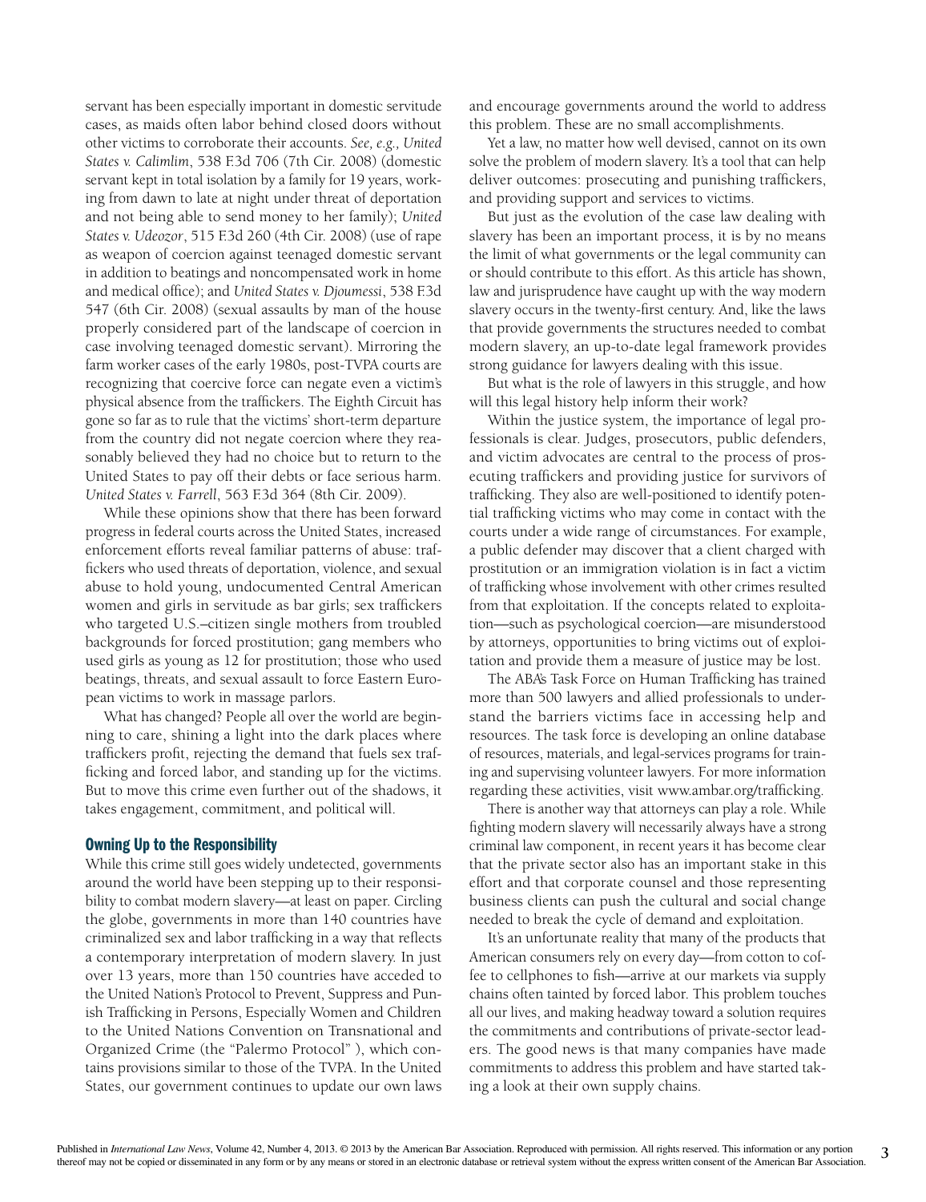servant has been especially important in domestic servitude cases, as maids often labor behind closed doors without other victims to corroborate their accounts. *See, e.g., United States v. Calimlim*, 538 F.3d 706 (7th Cir. 2008) (domestic servant kept in total isolation by a family for 19 years, working from dawn to late at night under threat of deportation and not being able to send money to her family); *United States v. Udeozor*, 515 F.3d 260 (4th Cir. 2008) (use of rape as weapon of coercion against teenaged domestic servant in addition to beatings and noncompensated work in home and medical office); and *United States v. Djoumessi*, 538 F.3d 547 (6th Cir. 2008) (sexual assaults by man of the house properly considered part of the landscape of coercion in case involving teenaged domestic servant). Mirroring the farm worker cases of the early 1980s, post-TVPA courts are recognizing that coercive force can negate even a victim's physical absence from the traffickers. The Eighth Circuit has gone so far as to rule that the victims' short-term departure from the country did not negate coercion where they reasonably believed they had no choice but to return to the United States to pay off their debts or face serious harm. *United States v. Farrell*, 563 F.3d 364 (8th Cir. 2009).

While these opinions show that there has been forward progress in federal courts across the United States, increased enforcement efforts reveal familiar patterns of abuse: traffickers who used threats of deportation, violence, and sexual abuse to hold young, undocumented Central American women and girls in servitude as bar girls; sex traffickers who targeted U.S.–citizen single mothers from troubled backgrounds for forced prostitution; gang members who used girls as young as 12 for prostitution; those who used beatings, threats, and sexual assault to force Eastern European victims to work in massage parlors.

What has changed? People all over the world are beginning to care, shining a light into the dark places where traffickers profit, rejecting the demand that fuels sex trafficking and forced labor, and standing up for the victims. But to move this crime even further out of the shadows, it takes engagement, commitment, and political will.

## Owning Up to the Responsibility

While this crime still goes widely undetected, governments around the world have been stepping up to their responsibility to combat modern slavery—at least on paper. Circling the globe, governments in more than 140 countries have criminalized sex and labor trafficking in a way that reflects a contemporary interpretation of modern slavery. In just over 13 years, more than 150 countries have acceded to the United Nation's Protocol to Prevent, Suppress and Punish Trafficking in Persons, Especially Women and Children to the United Nations Convention on Transnational and Organized Crime (the "Palermo Protocol" ), which contains provisions similar to those of the TVPA. In the United States, our government continues to update our own laws and encourage governments around the world to address this problem. These are no small accomplishments.

Yet a law, no matter how well devised, cannot on its own solve the problem of modern slavery. It's a tool that can help deliver outcomes: prosecuting and punishing traffickers, and providing support and services to victims.

But just as the evolution of the case law dealing with slavery has been an important process, it is by no means the limit of what governments or the legal community can or should contribute to this effort. As this article has shown, law and jurisprudence have caught up with the way modern slavery occurs in the twenty-first century. And, like the laws that provide governments the structures needed to combat modern slavery, an up-to-date legal framework provides strong guidance for lawyers dealing with this issue.

But what is the role of lawyers in this struggle, and how will this legal history help inform their work?

Within the justice system, the importance of legal professionals is clear. Judges, prosecutors, public defenders, and victim advocates are central to the process of prosecuting traffickers and providing justice for survivors of trafficking. They also are well-positioned to identify potential trafficking victims who may come in contact with the courts under a wide range of circumstances. For example, a public defender may discover that a client charged with prostitution or an immigration violation is in fact a victim of trafficking whose involvement with other crimes resulted from that exploitation. If the concepts related to exploitation—such as psychological coercion—are misunderstood by attorneys, opportunities to bring victims out of exploitation and provide them a measure of justice may be lost.

The ABA's Task Force on Human Trafficking has trained more than 500 lawyers and allied professionals to understand the barriers victims face in accessing help and resources. The task force is developing an online database of resources, materials, and legal-services programs for training and supervising volunteer lawyers. For more information regarding these activities, visit www.ambar.org/trafficking.

There is another way that attorneys can play a role. While fighting modern slavery will necessarily always have a strong criminal law component, in recent years it has become clear that the private sector also has an important stake in this effort and that corporate counsel and those representing business clients can push the cultural and social change needed to break the cycle of demand and exploitation.

It's an unfortunate reality that many of the products that American consumers rely on every day—from cotton to coffee to cellphones to fish—arrive at our markets via supply chains often tainted by forced labor. This problem touches all our lives, and making headway toward a solution requires the commitments and contributions of private-sector leaders. The good news is that many companies have made commitments to address this problem and have started taking a look at their own supply chains.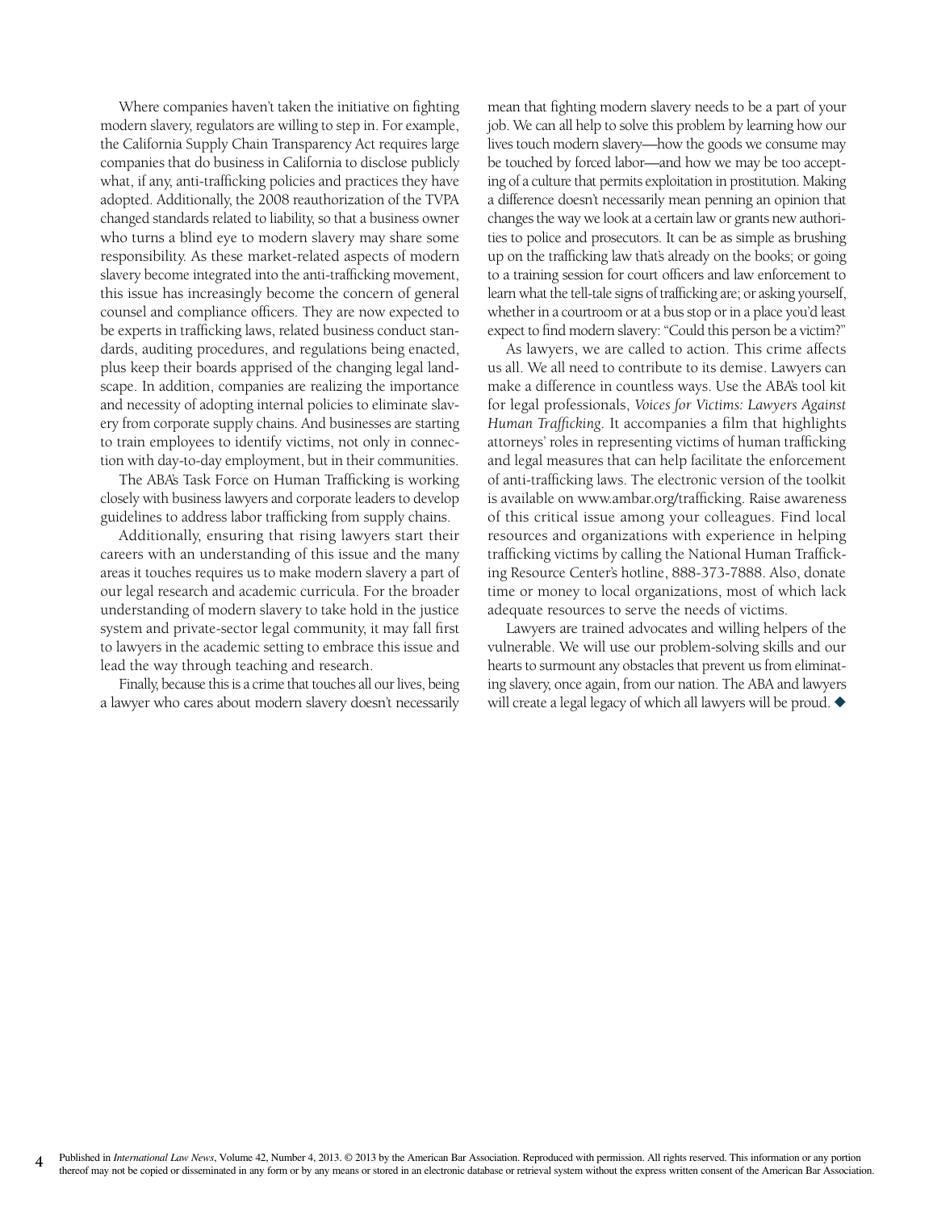Where companies haven't taken the initiative on fighting modern slavery, regulators are willing to step in. For example, the California Supply Chain Transparency Act requires large companies that do business in California to disclose publicly what, if any, anti-trafficking policies and practices they have adopted. Additionally, the 2008 reauthorization of the TVPA changed standards related to liability, so that a business owner who turns a blind eye to modern slavery may share some responsibility. As these market-related aspects of modern slavery become integrated into the anti-trafficking movement, this issue has increasingly become the concern of general counsel and compliance officers. They are now expected to be experts in trafficking laws, related business conduct standards, auditing procedures, and regulations being enacted, plus keep their boards apprised of the changing legal landscape. In addition, companies are realizing the importance and necessity of adopting internal policies to eliminate slavery from corporate supply chains. And businesses are starting to train employees to identify victims, not only in connection with day-to-day employment, but in their communities.

The ABA's Task Force on Human Trafficking is working closely with business lawyers and corporate leaders to develop guidelines to address labor trafficking from supply chains.

Additionally, ensuring that rising lawyers start their careers with an understanding of this issue and the many areas it touches requires us to make modern slavery a part of our legal research and academic curricula. For the broader understanding of modern slavery to take hold in the justice system and private-sector legal community, it may fall first to lawyers in the academic setting to embrace this issue and lead the way through teaching and research.

Finally, because this is a crime that touches all our lives, being a lawyer who cares about modern slavery doesn't necessarily mean that fighting modern slavery needs to be a part of your job. We can all help to solve this problem by learning how our lives touch modern slavery—how the goods we consume may be touched by forced labor—and how we may be too accepting of a culture that permits exploitation in prostitution. Making a difference doesn't necessarily mean penning an opinion that changes the way we look at a certain law or grants new authorities to police and prosecutors. It can be as simple as brushing up on the trafficking law that's already on the books; or going to a training session for court officers and law enforcement to learn what the tell-tale signs of trafficking are; or asking yourself, whether in a courtroom or at a bus stop or in a place you'd least expect to find modern slavery: "Could this person be a victim?"

As lawyers, we are called to action. This crime affects us all. We all need to contribute to its demise. Lawyers can make a difference in countless ways. Use the ABA's tool kit for legal professionals, *Voices for Victims: Lawyers Against Human Trafficking*. It accompanies a film that highlights attorneys' roles in representing victims of human trafficking and legal measures that can help facilitate the enforcement of anti-trafficking laws. The electronic version of the toolkit is available on www.ambar.org/trafficking. Raise awareness of this critical issue among your colleagues. Find local resources and organizations with experience in helping trafficking victims by calling the National Human Trafficking Resource Center's hotline, 888-373-7888. Also, donate time or money to local organizations, most of which lack adequate resources to serve the needs of victims.

Lawyers are trained advocates and willing helpers of the vulnerable. We will use our problem-solving skills and our hearts to surmount any obstacles that prevent us from eliminating slavery, once again, from our nation. The ABA and lawyers will create a legal legacy of which all lawyers will be proud. ◆

Published in *International Law News*, Volume 42, Number 4, 2013. © 2013 by the American Bar Association. Reproduced with permission. All rights reserved. This information or any portion thereof may not be copied or disseminated in any form or by any means or stored in an electronic database or retrieval system without the express written consent of the American Bar Association.